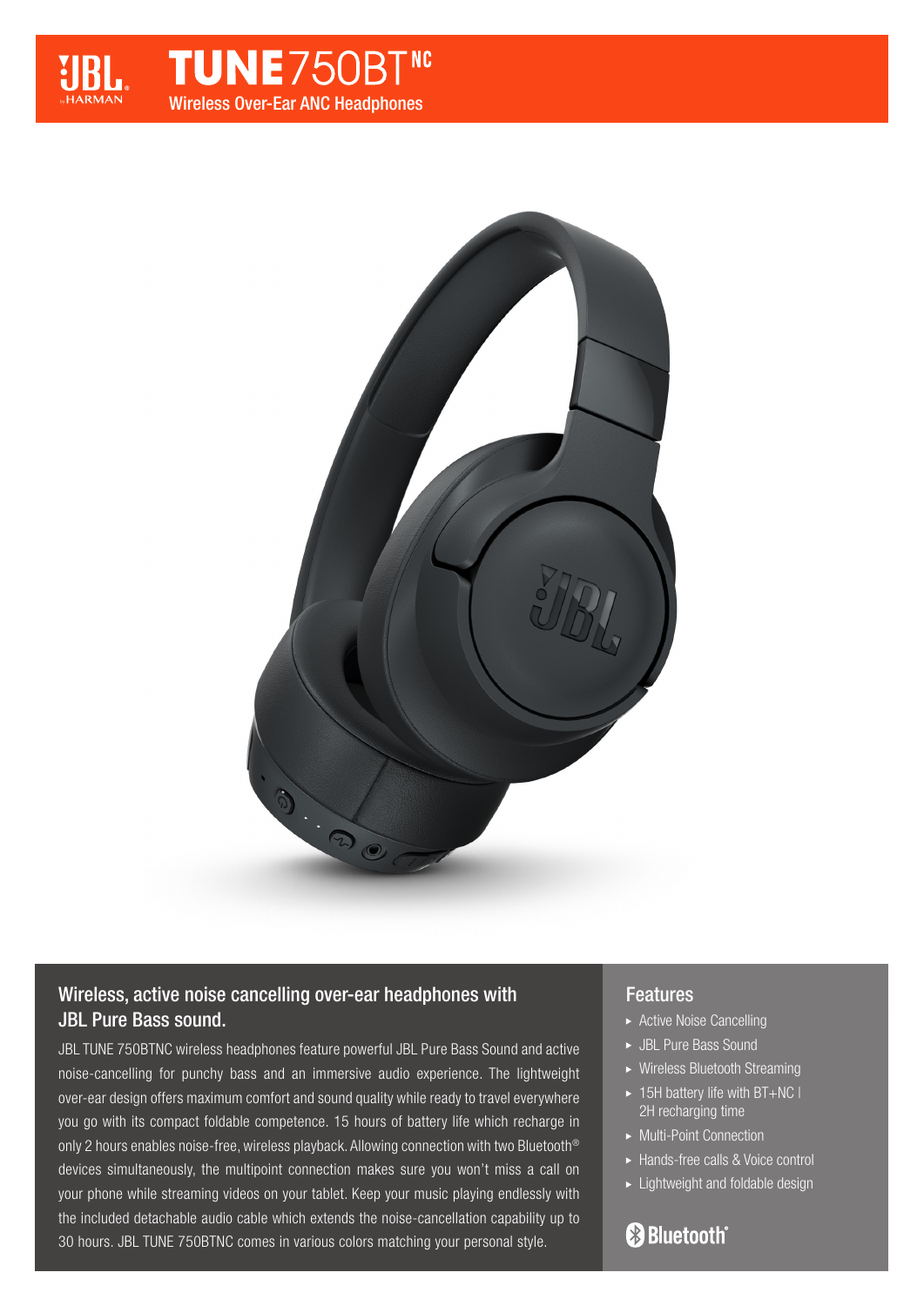# TUNE750BT NC

Wireless Over-Ear ANC Headphones

## Wireless, active noise cancelling over-ear headphones with JBL Pure Bass sound.

JBL TUNE 750BTNC wireless headphones feature powerful JBL Pure Bass Sound and active noise-cancelling for punchy bass and an immersive audio experience. The lightweight over-ear design offers maximum comfort and sound quality while ready to travel everywhere you go with its compact foldable competence. 15 hours of battery life which recharge in only 2 hours enables noise-free, wireless playback. Allowing connection with two Bluetooth® devices simultaneously, the multipoint connection makes sure you won't miss a call on your phone while streaming videos on your tablet. Keep your music playing endlessly with the included detachable audio cable which extends the noise-cancellation capability up to 30 hours. JBL TUNE 750BTNC comes in various colors matching your personal style.

## Features

- Active Noise Cancelling
- JBL Pure Bass Sound
- Wireless Bluetooth Streaming
- 15H battery life with BT+NC | 2H recharging time
- Multi-Point Connection
- Hands-free calls & Voice control
- Lightweight and foldable design

Bluetooth®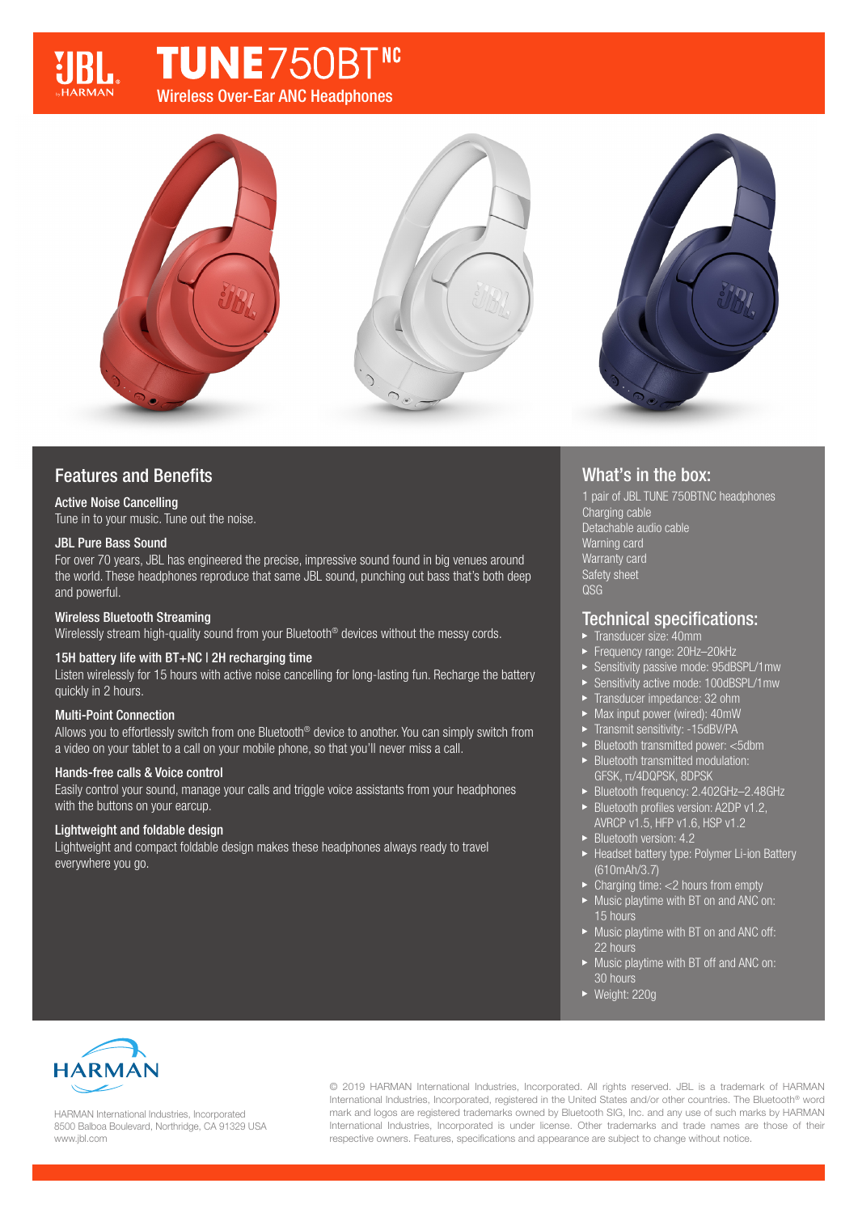# TUNE750BT NC

Wireless Over-Ear ANC Headphones

## Features and Benefits

**Active Noise Cancelling**
Tune in to your music. Tune out the noise.

**JBL Pure Bass Sound**
For over 70 years, JBL has engineered the precise, impressive sound found in big venues around the world. These headphones reproduce that same JBL sound, punching out bass that's both deep and powerful.

**Wireless Bluetooth Streaming**
Wirelessly stream high-quality sound from your Bluetooth® devices without the messy cords.

**15H battery life with BT+NC | 2H recharging time**
Listen wirelessly for 15 hours with active noise cancelling for long-lasting fun. Recharge the battery quickly in 2 hours.

**Multi-Point Connection**
Allows you to effortlessly switch from one Bluetooth® device to another. You can simply switch from a video on your tablet to a call on your mobile phone, so that you'll never miss a call.

**Hands-free calls & Voice control**
Easily control your sound, manage your calls and triggle voice assistants from your headphones with the buttons on your earcup.

**Lightweight and foldable design**
Lightweight and compact foldable design makes these headphones always ready to travel everywhere you go.

## What's in the box:

1 pair of JBL TUNE 750BTNC headphones
Charging cable
Detachable audio cable
Warning card
Warranty card
Safety sheet
QSG

## Technical specifications:

- Transducer size: 40mm
- Frequency range: 20Hz–20kHz
- Sensitivity passive mode: 95dBSPL/1mw
- Sensitivity active mode: 100dBSPL/1mw
- Transducer impedance: 32 ohm
- Max input power (wired): 40mW
- Transmit sensitivity: -15dBV/PA
- Bluetooth transmitted power: <5dbm
- Bluetooth transmitted modulation: GFSK, π/4DQPSK, 8DPSK
- Bluetooth frequency: 2.402GHz–2.48GHz
- Bluetooth profiles version: A2DP v1.2, AVRCP v1.5, HFP v1.6, HSP v1.2
- Bluetooth version: 4.2
- Headset battery type: Polymer Li-ion Battery (610mAh/3.7)
- Charging time: <2 hours from empty
- Music playtime with BT on and ANC on: 15 hours
- Music playtime with BT on and ANC off: 22 hours
- Music playtime with BT off and ANC on: 30 hours
- Weight: 220g

HARMAN International Industries, Incorporated
8500 Balboa Boulevard, Northridge, CA 91329 USA
www.jbl.com

© 2019 HARMAN International Industries, Incorporated. All rights reserved. JBL is a trademark of HARMAN International Industries, Incorporated, registered in the United States and/or other countries. The Bluetooth® word mark and logos are registered trademarks owned by Bluetooth SIG, Inc. and any use of such marks by HARMAN International Industries, Incorporated is under license. Other trademarks and trade names are those of their respective owners. Features, specifications and appearance are subject to change without notice.